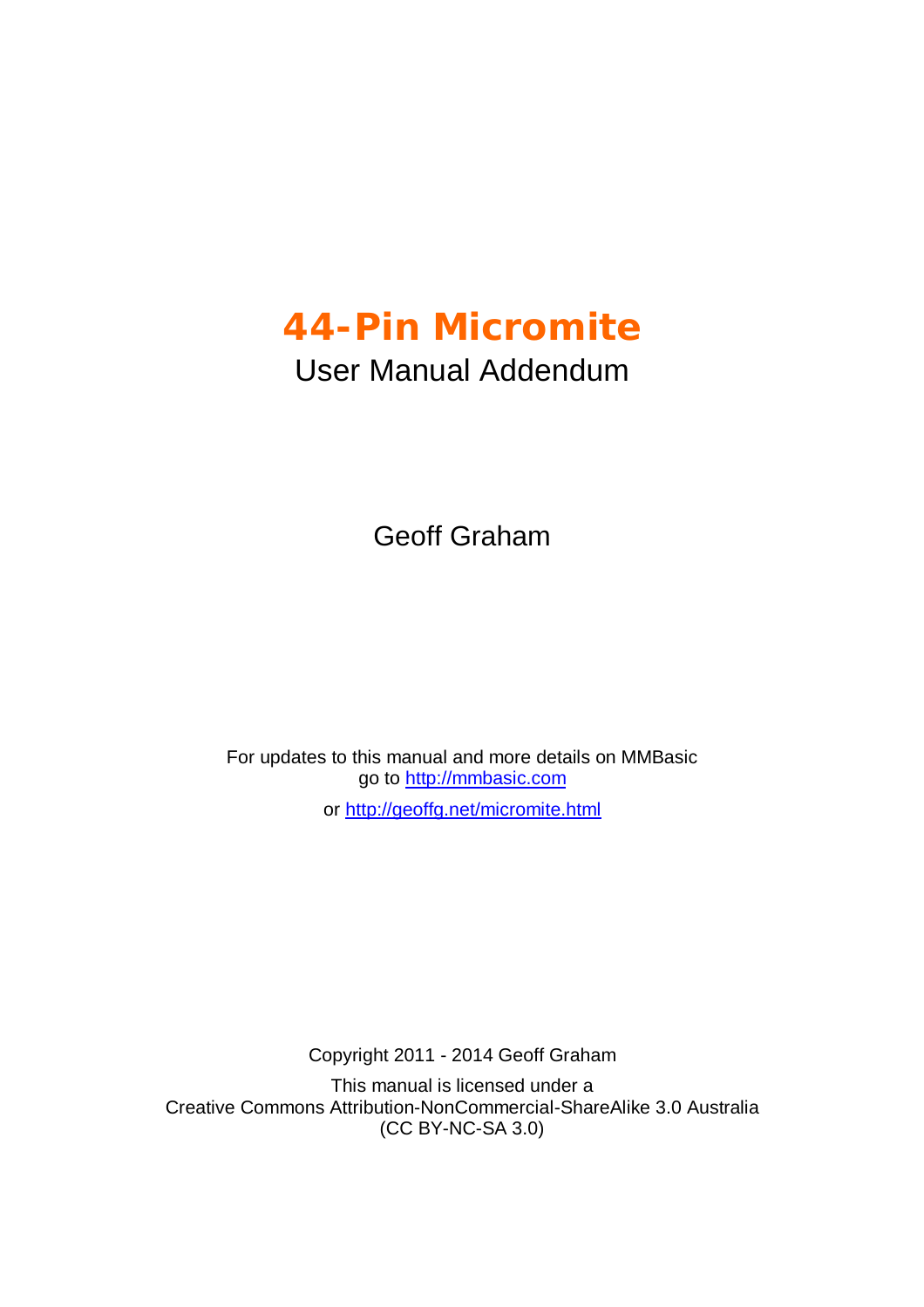# 44-Pin Micromite

User Manual Addendum

Geoff Graham

For updates to this manual and more details on MMBasic go to [http://mmbasic.com](http://mmbasic.com)

or [http://geoffg.net/micromite.html](http://geoffg.net/micromite.html)

Copyright 2011 - 2014 Geoff Graham

This manual is licensed under a Creative Commons Attribution-NonCommercial-ShareAlike 3.0 Australia (CC BY-NC-SA 3.0)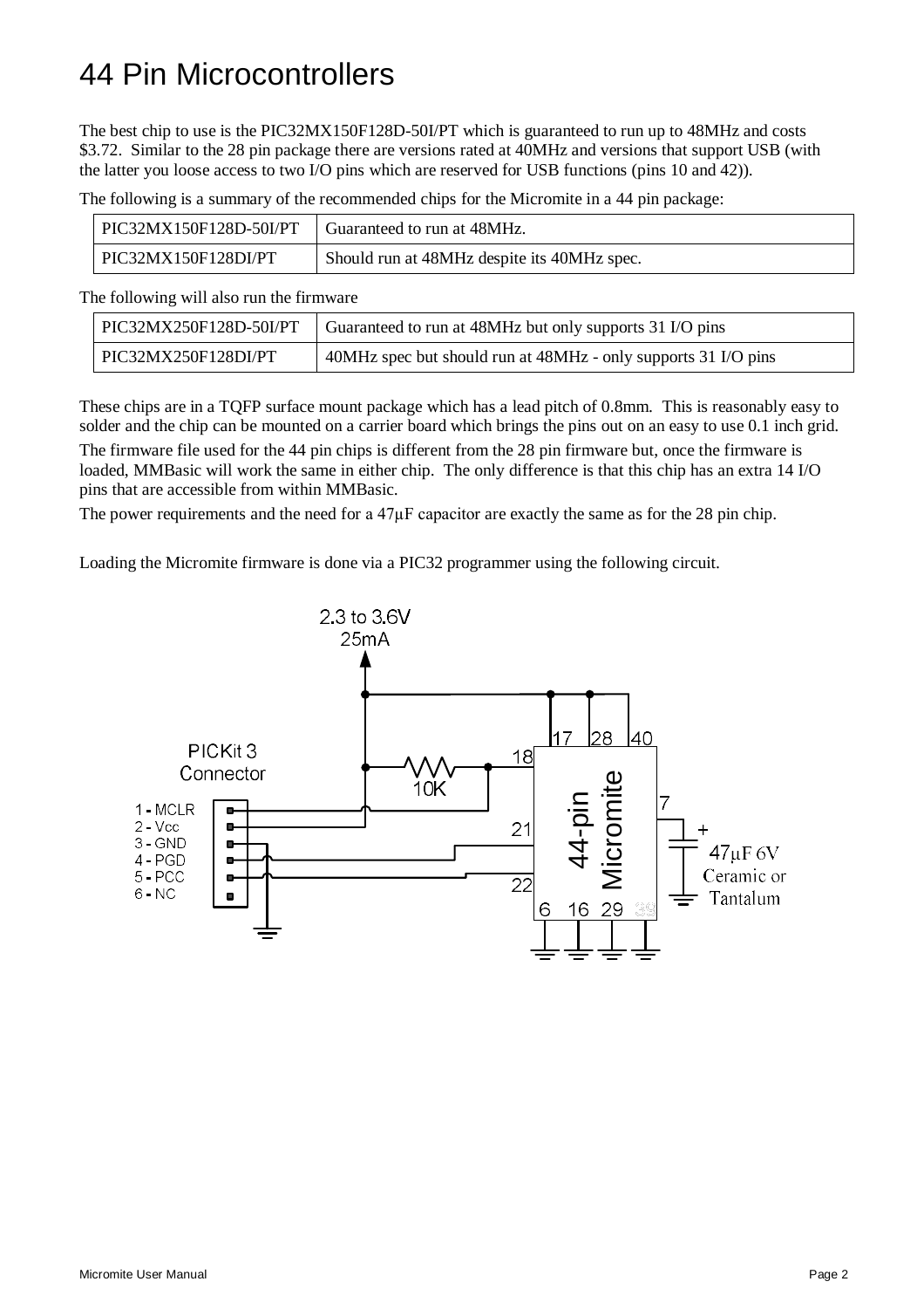# 44 Pin Microcontrollers

The best chip to use is the PIC32MX150F128D-50I/PT which is guaranteed to run up to 48MHz and costs $3.72. Similar to the 28 pin package there are versions rated at 40MHz and versions that support USB (with the latter you loose access to two I/O pins which are reserved for USB functions (pins 10 and 42)).

The following is a summary of the recommended chips for the Micromite in a 44 pin package:

| | |
|---|---|
| PIC32MX150F128D-50I/PT | Guaranteed to run at 48MHz. |
| PIC32MX150F128DI/PT | Should run at 48MHz despite its 40MHz spec. |

The following will also run the firmware

| | |
|---|---|
| PIC32MX250F128D-50I/PT | Guaranteed to run at 48MHz but only supports 31 I/O pins |
| PIC32MX250F128DI/PT | 40MHz spec but should run at 48MHz - only supports 31 I/O pins |

These chips are in a TQFP surface mount package which has a lead pitch of 0.8mm. This is reasonably easy to solder and the chip can be mounted on a carrier board which brings the pins out on an easy to use 0.1 inch grid.

The firmware file used for the 44 pin chips is different from the 28 pin firmware but, once the firmware is loaded, MMBasic will work the same in either chip. The only difference is that this chip has an extra 14 I/O pins that are accessible from within MMBasic.

The power requirements and the need for a 47µF capacitor are exactly the same as for the 28 pin chip.

Loading the Micromite firmware is done via a PIC32 programmer using the following circuit.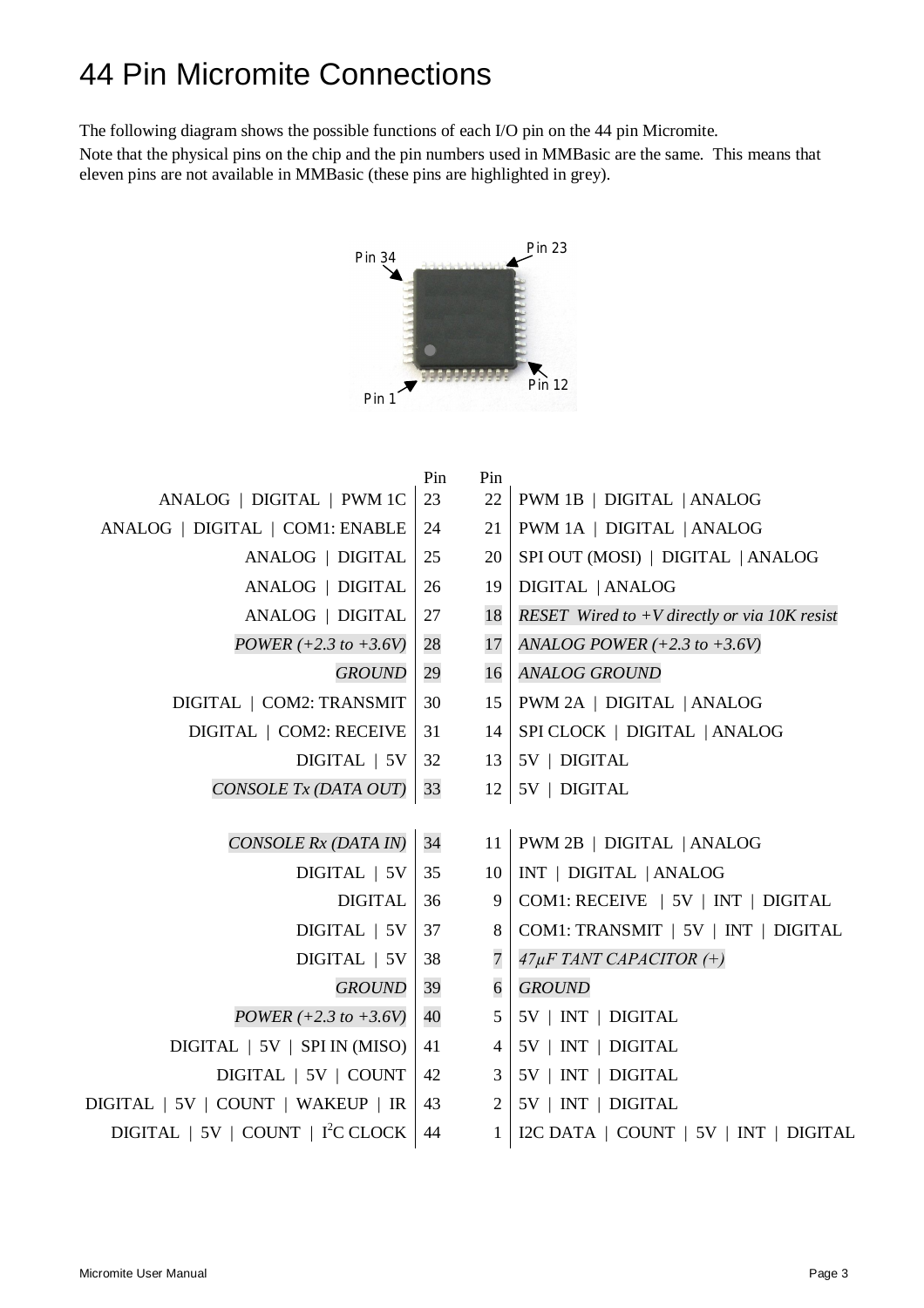# 44 Pin Micromite Connections

The following diagram shows the possible functions of each I/O pin on the 44 pin Micromite.

Note that the physical pins on the chip and the pin numbers used in MMBasic are the same. This means that eleven pins are not available in MMBasic (these pins are highlighted in grey).

Pin 34 Pin 23

Pin 1 Pin 12

| | Pin | Pin | |
|---|---|---|---|
| ANALOG \| DIGITAL \| PWM 1C | 23 | 22 | PWM 1B \| DIGITAL \| ANALOG |
| ANALOG \| DIGITAL \| COM1: ENABLE | 24 | 21 | PWM 1A \| DIGITAL \| ANALOG |
| ANALOG \| DIGITAL | 25 | 20 | SPI OUT (MOSI) \| DIGITAL \| ANALOG |
| ANALOG \| DIGITAL | 26 | 19 | DIGITAL \| ANALOG |
| ANALOG \| DIGITAL | 27 | 18 | *RESET Wired to +V directly or via 10K resist* |
| *POWER (+2.3 to +3.6V)* | 28 | 17 | *ANALOG POWER (+2.3 to +3.6V)* |
| *GROUND* | 29 | 16 | *ANALOG GROUND* |
| DIGITAL \| COM2: TRANSMIT | 30 | 15 | PWM 2A \| DIGITAL \| ANALOG |
| DIGITAL \| COM2: RECEIVE | 31 | 14 | SPI CLOCK \| DIGITAL \| ANALOG |
| DIGITAL \| 5V | 32 | 13 | 5V \| DIGITAL |
| *CONSOLE Tx (DATA OUT)* | 33 | 12 | 5V \| DIGITAL |
| *CONSOLE Rx (DATA IN)* | 34 | 11 | PWM 2B \| DIGITAL \| ANALOG |
| DIGITAL \| 5V | 35 | 10 | INT \| DIGITAL \| ANALOG |
| DIGITAL | 36 | 9 | COM1: RECEIVE \| 5V \| INT \| DIGITAL |
| DIGITAL \| 5V | 37 | 8 | COM1: TRANSMIT \| 5V \| INT \| DIGITAL |
| DIGITAL \| 5V | 38 | 7 | *47µF TANT CAPACITOR (+)* |
| *GROUND* | 39 | 6 | *GROUND* |
| *POWER (+2.3 to +3.6V)* | 40 | 5 | 5V \| INT \| DIGITAL |
| DIGITAL \| 5V \| SPI IN (MISO) | 41 | 4 | 5V \| INT \| DIGITAL |
| DIGITAL \| 5V \| COUNT | 42 | 3 | 5V \| INT \| DIGITAL |
| DIGITAL \| 5V \| COUNT \| WAKEUP \| IR | 43 | 2 | 5V \| INT \| DIGITAL |
| DIGITAL \| 5V \| COUNT \| $I^2C$ CLOCK | 44 | 1 | I2C DATA \| COUNT \| 5V \| INT \| DIGITAL |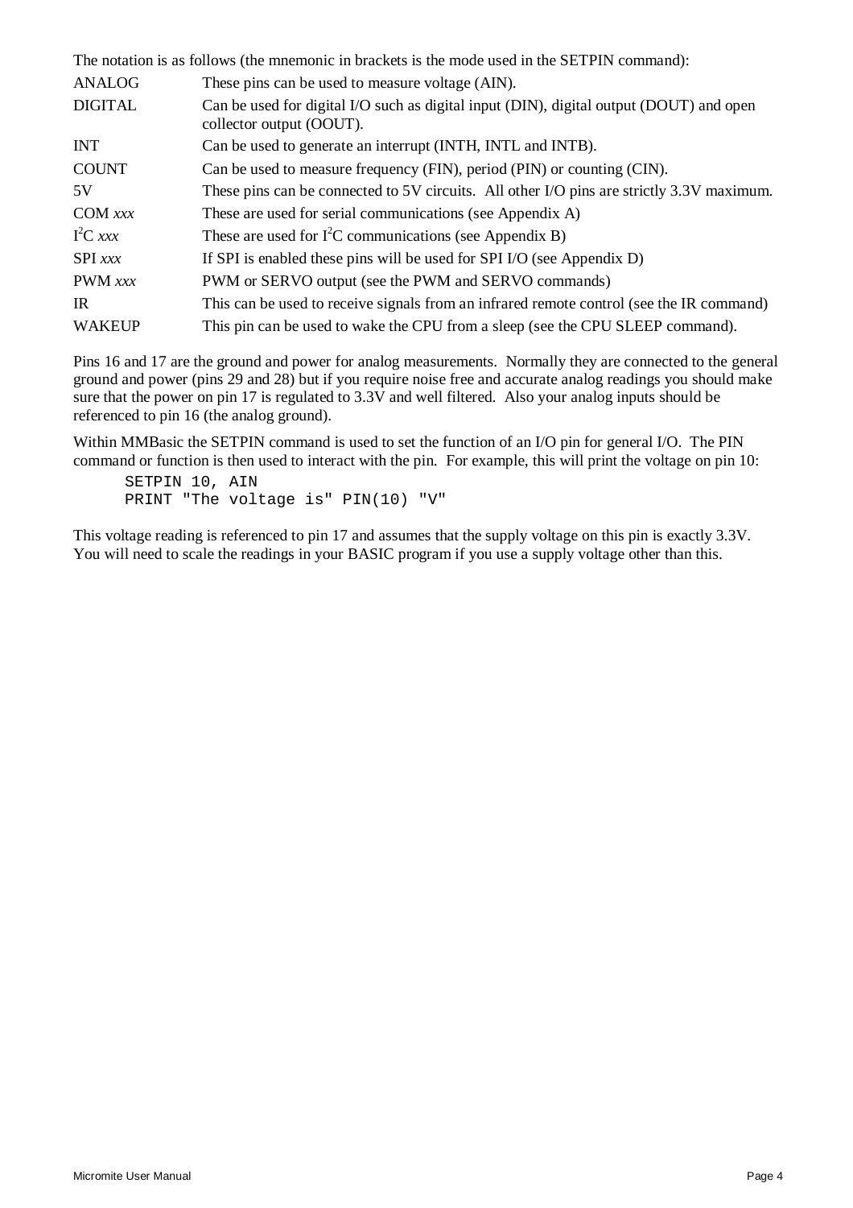The notation is as follows (the mnemonic in brackets is the mode used in the SETPIN command):

| | |
|---|---|
| ANALOG | These pins can be used to measure voltage (AIN). |
| DIGITAL | Can be used for digital I/O such as digital input (DIN), digital output (DOUT) and open collector output (OOUT). |
| INT | Can be used to generate an interrupt (INTH, INTL and INTB). |
| COUNT | Can be used to measure frequency (FIN), period (PIN) or counting (CIN). |
| 5V | These pins can be connected to 5V circuits. All other I/O pins are strictly 3.3V maximum. |
| COM *xxx* | These are used for serial communications (see Appendix A) |
| $I^2C$ *xxx* | These are used for $I^2C$ communications (see Appendix B) |
| SPI *xxx* | If SPI is enabled these pins will be used for SPI I/O (see Appendix D) |
| PWM *xxx* | PWM or SERVO output (see the PWM and SERVO commands) |
| IR | This can be used to receive signals from an infrared remote control (see the IR command) |
| WAKEUP | This pin can be used to wake the CPU from a sleep (see the CPU SLEEP command). |

Pins 16 and 17 are the ground and power for analog measurements. Normally they are connected to the general ground and power (pins 29 and 28) but if you require noise free and accurate analog readings you should make sure that the power on pin 17 is regulated to 3.3V and well filtered. Also your analog inputs should be referenced to pin 16 (the analog ground).

Within MMBasic the SETPIN command is used to set the function of an I/O pin for general I/O. The PIN command or function is then used to interact with the pin. For example, this will print the voltage on pin 10:

```
SETPIN 10, AIN
PRINT "The voltage is" PIN(10) "V"
```

This voltage reading is referenced to pin 17 and assumes that the supply voltage on this pin is exactly 3.3V. You will need to scale the readings in your BASIC program if you use a supply voltage other than this.